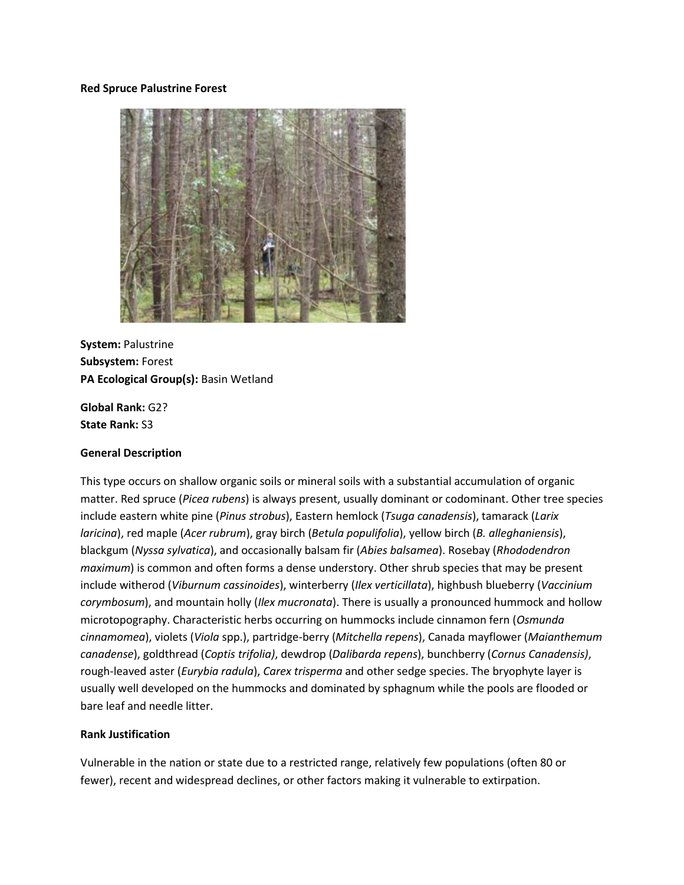**Red Spruce Palustrine Forest**

**System:** Palustrine
**Subsystem:** Forest
**PA Ecological Group(s):** Basin Wetland

**Global Rank:** G2?
**State Rank:** S3

**General Description**

This type occurs on shallow organic soils or mineral soils with a substantial accumulation of organic matter. Red spruce (*Picea rubens*) is always present, usually dominant or codominant. Other tree species include eastern white pine (*Pinus strobus*), Eastern hemlock (*Tsuga canadensis*), tamarack (*Larix laricina*), red maple (*Acer rubrum*), gray birch (*Betula populifolia*), yellow birch (*B. alleghaniensis*), blackgum (*Nyssa sylvatica*), and occasionally balsam fir (*Abies balsamea*). Rosebay (*Rhododendron maximum*) is common and often forms a dense understory. Other shrub species that may be present include witherod (*Viburnum cassinoides*), winterberry (*Ilex verticillata*), highbush blueberry (*Vaccinium corymbosum*), and mountain holly (*Ilex mucronata*). There is usually a pronounced hummock and hollow microtopography. Characteristic herbs occurring on hummocks include cinnamon fern (*Osmunda cinnamomea*), violets (*Viola* spp.), partridge-berry (*Mitchella repens*), Canada mayflower (*Maianthemum canadense*), goldthread (*Coptis trifolia)*, dewdrop (*Dalibarda repens*), bunchberry (*Cornus Canadensis)*, rough-leaved aster (*Eurybia radula*), *Carex trisperma* and other sedge species. The bryophyte layer is usually well developed on the hummocks and dominated by sphagnum while the pools are flooded or bare leaf and needle litter.

**Rank Justification**

Vulnerable in the nation or state due to a restricted range, relatively few populations (often 80 or fewer), recent and widespread declines, or other factors making it vulnerable to extirpation.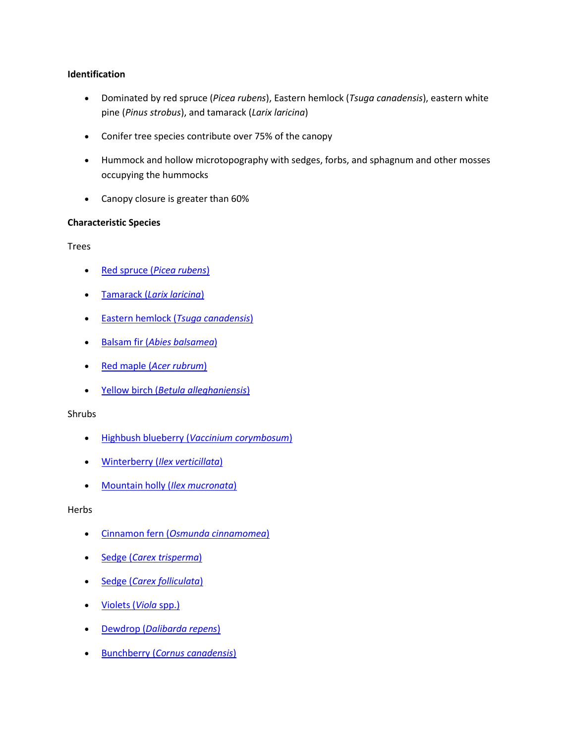**Identification**

- Dominated by red spruce (*Picea rubens*), Eastern hemlock (*Tsuga canadensis*), eastern white pine (*Pinus strobus*), and tamarack (*Larix laricina*)
- Conifer tree species contribute over 75% of the canopy
- Hummock and hollow microtopography with sedges, forbs, and sphagnum and other mosses occupying the hummocks
- Canopy closure is greater than 60%

**Characteristic Species**

Trees

- Red spruce (*Picea rubens*)
- Tamarack (*Larix laricina*)
- Eastern hemlock (*Tsuga canadensis*)
- Balsam fir (*Abies balsamea*)
- Red maple (*Acer rubrum*)
- Yellow birch (*Betula alleghaniensis*)

Shrubs

- Highbush blueberry (*Vaccinium corymbosum*)
- Winterberry (*Ilex verticillata*)
- Mountain holly (*Ilex mucronata*)

Herbs

- Cinnamon fern (*Osmunda cinnamomea*)
- Sedge (*Carex trisperma*)
- Sedge (*Carex folliculata*)
- Violets (*Viola* spp.)
- Dewdrop (*Dalibarda repens*)
- Bunchberry (*Cornus canadensis*)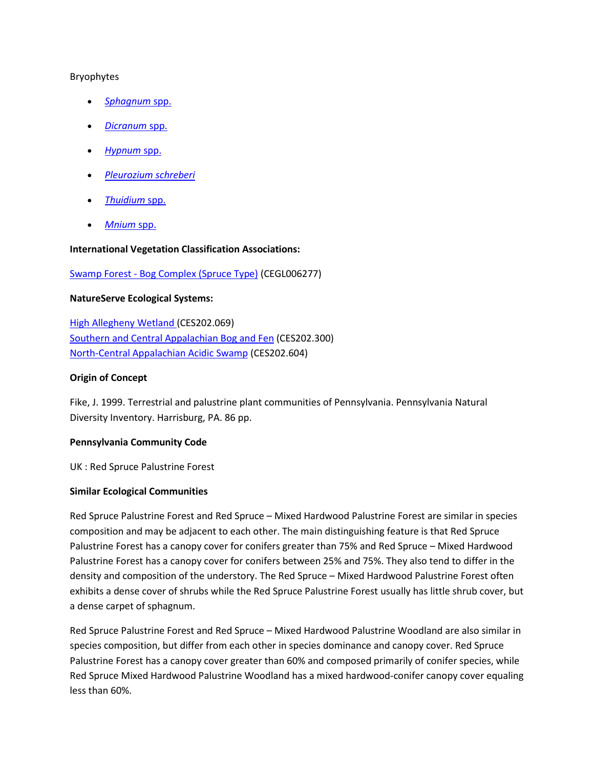Bryophytes

- *Sphagnum* spp.
- *Dicranum* spp.
- *Hypnum* spp.
- *Pleurozium schreberi*
- *Thuidium* spp.
- *Mnium* spp.

**International Vegetation Classification Associations:**

Swamp Forest - Bog Complex (Spruce Type) (CEGL006277)

**NatureServe Ecological Systems:**

High Allegheny Wetland (CES202.069)
Southern and Central Appalachian Bog and Fen (CES202.300)
North-Central Appalachian Acidic Swamp (CES202.604)

**Origin of Concept**

Fike, J. 1999. Terrestrial and palustrine plant communities of Pennsylvania. Pennsylvania Natural Diversity Inventory. Harrisburg, PA. 86 pp.

**Pennsylvania Community Code**

UK : Red Spruce Palustrine Forest

**Similar Ecological Communities**

Red Spruce Palustrine Forest and Red Spruce – Mixed Hardwood Palustrine Forest are similar in species composition and may be adjacent to each other. The main distinguishing feature is that Red Spruce Palustrine Forest has a canopy cover for conifers greater than 75% and Red Spruce – Mixed Hardwood Palustrine Forest has a canopy cover for conifers between 25% and 75%. They also tend to differ in the density and composition of the understory. The Red Spruce – Mixed Hardwood Palustrine Forest often exhibits a dense cover of shrubs while the Red Spruce Palustrine Forest usually has little shrub cover, but a dense carpet of sphagnum.

Red Spruce Palustrine Forest and Red Spruce – Mixed Hardwood Palustrine Woodland are also similar in species composition, but differ from each other in species dominance and canopy cover. Red Spruce Palustrine Forest has a canopy cover greater than 60% and composed primarily of conifer species, while Red Spruce Mixed Hardwood Palustrine Woodland has a mixed hardwood-conifer canopy cover equaling less than 60%.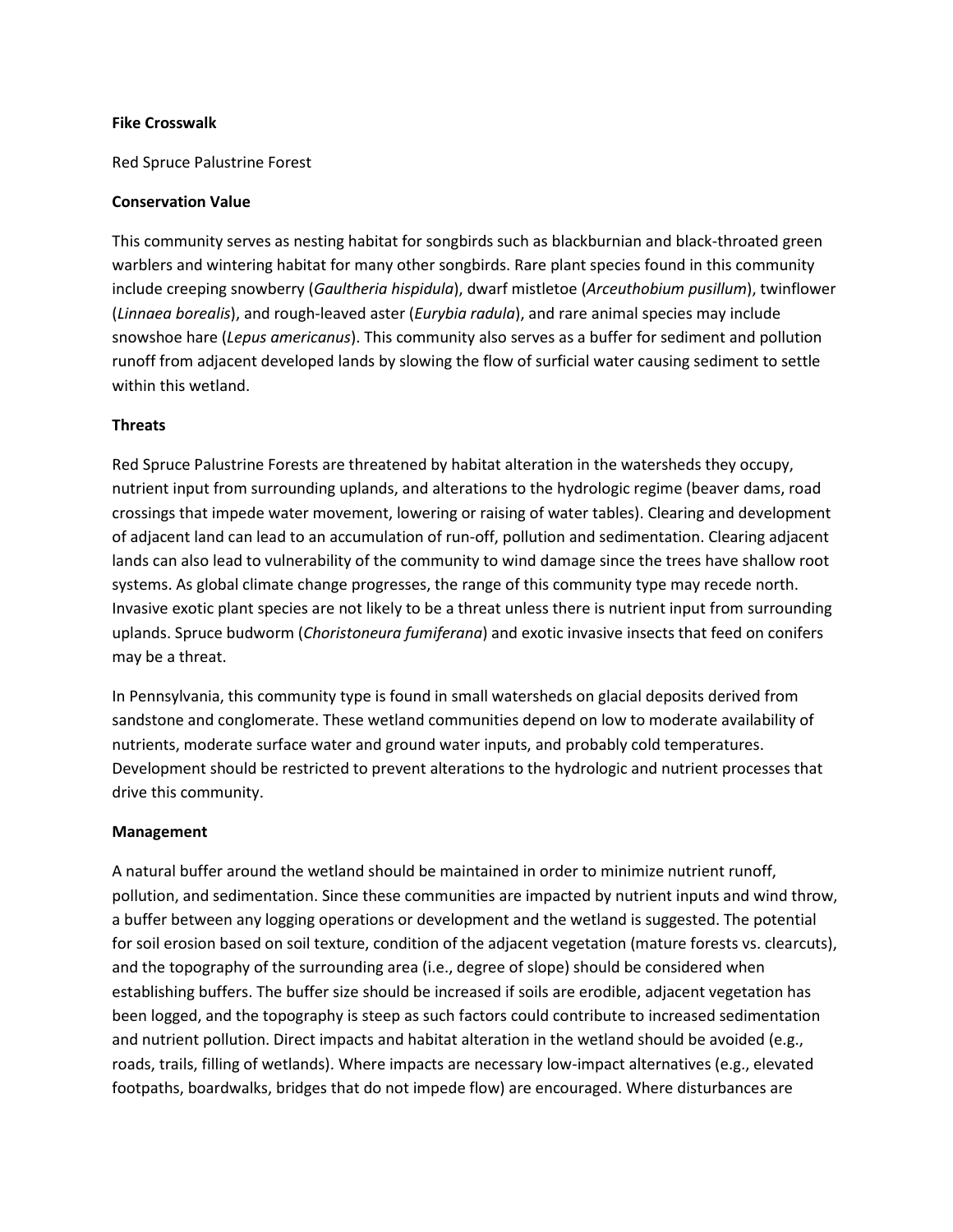**Fike Crosswalk**

Red Spruce Palustrine Forest

**Conservation Value**

This community serves as nesting habitat for songbirds such as blackburnian and black-throated green warblers and wintering habitat for many other songbirds. Rare plant species found in this community include creeping snowberry (*Gaultheria hispidula*), dwarf mistletoe (*Arceuthobium pusillum*), twinflower (*Linnaea borealis*), and rough-leaved aster (*Eurybia radula*), and rare animal species may include snowshoe hare (*Lepus americanus*). This community also serves as a buffer for sediment and pollution runoff from adjacent developed lands by slowing the flow of surficial water causing sediment to settle within this wetland.

**Threats**

Red Spruce Palustrine Forests are threatened by habitat alteration in the watersheds they occupy, nutrient input from surrounding uplands, and alterations to the hydrologic regime (beaver dams, road crossings that impede water movement, lowering or raising of water tables). Clearing and development of adjacent land can lead to an accumulation of run-off, pollution and sedimentation. Clearing adjacent lands can also lead to vulnerability of the community to wind damage since the trees have shallow root systems. As global climate change progresses, the range of this community type may recede north. Invasive exotic plant species are not likely to be a threat unless there is nutrient input from surrounding uplands. Spruce budworm (*Choristoneura fumiferana*) and exotic invasive insects that feed on conifers may be a threat.

In Pennsylvania, this community type is found in small watersheds on glacial deposits derived from sandstone and conglomerate. These wetland communities depend on low to moderate availability of nutrients, moderate surface water and ground water inputs, and probably cold temperatures. Development should be restricted to prevent alterations to the hydrologic and nutrient processes that drive this community.

**Management**

A natural buffer around the wetland should be maintained in order to minimize nutrient runoff, pollution, and sedimentation. Since these communities are impacted by nutrient inputs and wind throw, a buffer between any logging operations or development and the wetland is suggested. The potential for soil erosion based on soil texture, condition of the adjacent vegetation (mature forests vs. clearcuts), and the topography of the surrounding area (i.e., degree of slope) should be considered when establishing buffers. The buffer size should be increased if soils are erodible, adjacent vegetation has been logged, and the topography is steep as such factors could contribute to increased sedimentation and nutrient pollution. Direct impacts and habitat alteration in the wetland should be avoided (e.g., roads, trails, filling of wetlands). Where impacts are necessary low-impact alternatives (e.g., elevated footpaths, boardwalks, bridges that do not impede flow) are encouraged. Where disturbances are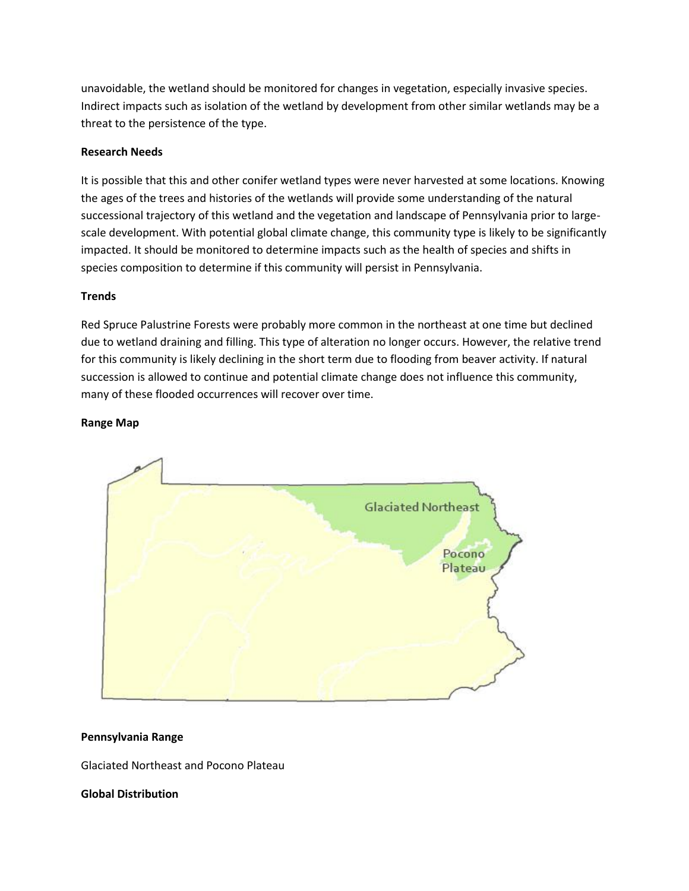unavoidable, the wetland should be monitored for changes in vegetation, especially invasive species. Indirect impacts such as isolation of the wetland by development from other similar wetlands may be a threat to the persistence of the type.

**Research Needs**

It is possible that this and other conifer wetland types were never harvested at some locations. Knowing the ages of the trees and histories of the wetlands will provide some understanding of the natural successional trajectory of this wetland and the vegetation and landscape of Pennsylvania prior to large-scale development. With potential global climate change, this community type is likely to be significantly impacted. It should be monitored to determine impacts such as the health of species and shifts in species composition to determine if this community will persist in Pennsylvania.

**Trends**

Red Spruce Palustrine Forests were probably more common in the northeast at one time but declined due to wetland draining and filling. This type of alteration no longer occurs. However, the relative trend for this community is likely declining in the short term due to flooding from beaver activity. If natural succession is allowed to continue and potential climate change does not influence this community, many of these flooded occurrences will recover over time.

**Range Map**

Glaciated Northeast

Pocono Plateau

**Pennsylvania Range**

Glaciated Northeast and Pocono Plateau

**Global Distribution**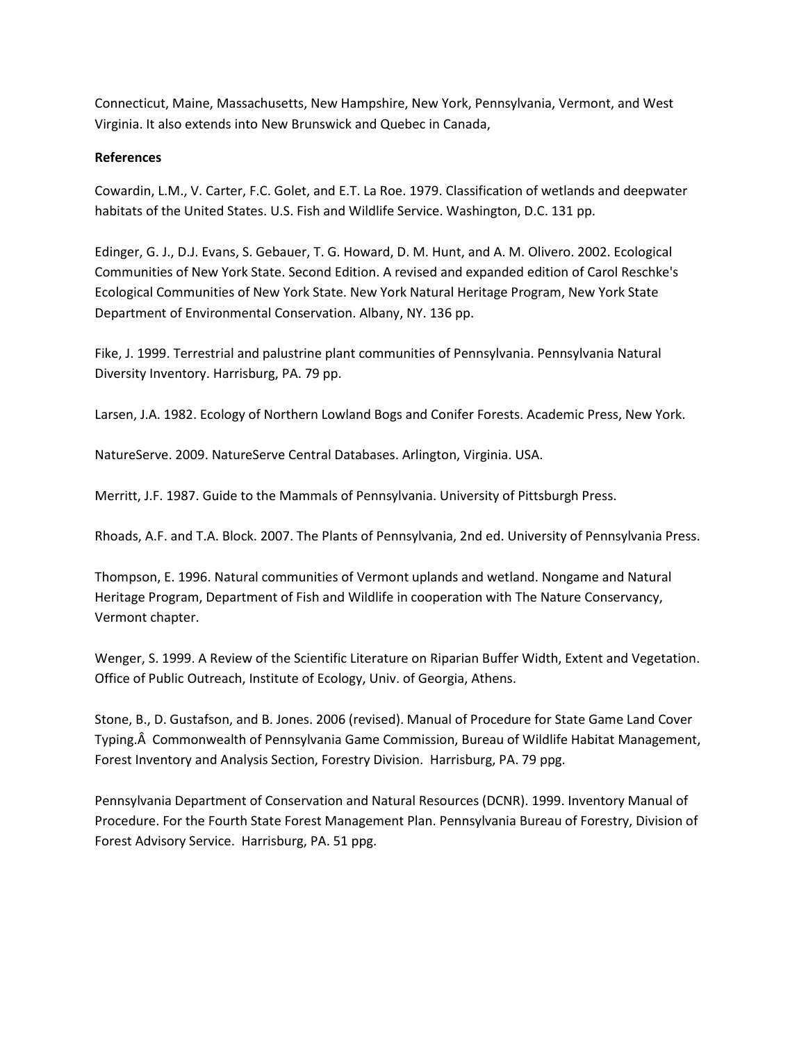Connecticut, Maine, Massachusetts, New Hampshire, New York, Pennsylvania, Vermont, and West Virginia. It also extends into New Brunswick and Quebec in Canada,

**References**

Cowardin, L.M., V. Carter, F.C. Golet, and E.T. La Roe. 1979. Classification of wetlands and deepwater habitats of the United States. U.S. Fish and Wildlife Service. Washington, D.C. 131 pp.

Edinger, G. J., D.J. Evans, S. Gebauer, T. G. Howard, D. M. Hunt, and A. M. Olivero. 2002. Ecological Communities of New York State. Second Edition. A revised and expanded edition of Carol Reschke's Ecological Communities of New York State. New York Natural Heritage Program, New York State Department of Environmental Conservation. Albany, NY. 136 pp.

Fike, J. 1999. Terrestrial and palustrine plant communities of Pennsylvania. Pennsylvania Natural Diversity Inventory. Harrisburg, PA. 79 pp.

Larsen, J.A. 1982. Ecology of Northern Lowland Bogs and Conifer Forests. Academic Press, New York.

NatureServe. 2009. NatureServe Central Databases. Arlington, Virginia. USA.

Merritt, J.F. 1987. Guide to the Mammals of Pennsylvania. University of Pittsburgh Press.

Rhoads, A.F. and T.A. Block. 2007. The Plants of Pennsylvania, 2nd ed. University of Pennsylvania Press.

Thompson, E. 1996. Natural communities of Vermont uplands and wetland. Nongame and Natural Heritage Program, Department of Fish and Wildlife in cooperation with The Nature Conservancy, Vermont chapter.

Wenger, S. 1999. A Review of the Scientific Literature on Riparian Buffer Width, Extent and Vegetation. Office of Public Outreach, Institute of Ecology, Univ. of Georgia, Athens.

Stone, B., D. Gustafson, and B. Jones. 2006 (revised). Manual of Procedure for State Game Land Cover Typing.Â  Commonwealth of Pennsylvania Game Commission, Bureau of Wildlife Habitat Management, Forest Inventory and Analysis Section, Forestry Division. Harrisburg, PA. 79 ppg.

Pennsylvania Department of Conservation and Natural Resources (DCNR). 1999. Inventory Manual of Procedure. For the Fourth State Forest Management Plan. Pennsylvania Bureau of Forestry, Division of Forest Advisory Service. Harrisburg, PA. 51 ppg.